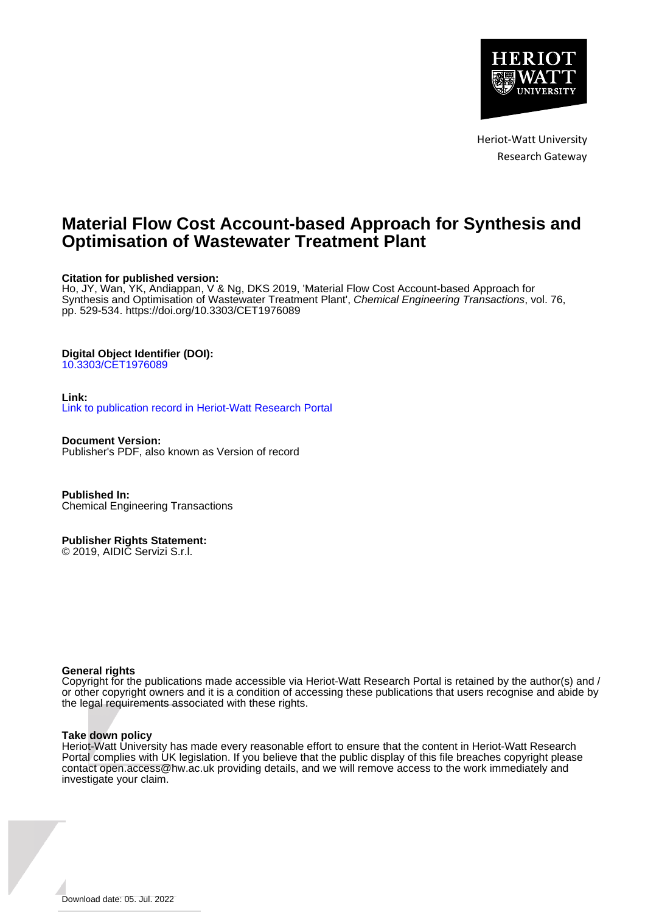Heriot-Watt University
Research Gateway

# Material Flow Cost Account-based Approach for Synthesis and Optimisation of Wastewater Treatment Plant

**Citation for published version:**
Ho, JY, Wan, YK, Andiappan, V & Ng, DKS 2019, 'Material Flow Cost Account-based Approach for Synthesis and Optimisation of Wastewater Treatment Plant', *Chemical Engineering Transactions*, vol. 76, pp. 529-534. https://doi.org/10.3303/CET1976089

**Digital Object Identifier (DOI):**
10.3303/CET1976089

**Link:**
Link to publication record in Heriot-Watt Research Portal

**Document Version:**
Publisher's PDF, also known as Version of record

**Published In:**
Chemical Engineering Transactions

**Publisher Rights Statement:**
© 2019, AIDIC Servizi S.r.l.

**General rights**
Copyright for the publications made accessible via Heriot-Watt Research Portal is retained by the author(s) and / or other copyright owners and it is a condition of accessing these publications that users recognise and abide by the legal requirements associated with these rights.

**Take down policy**
Heriot-Watt University has made every reasonable effort to ensure that the content in Heriot-Watt Research Portal complies with UK legislation. If you believe that the public display of this file breaches copyright please contact open.access@hw.ac.uk providing details, and we will remove access to the work immediately and investigate your claim.

Download date: 05. Jul. 2022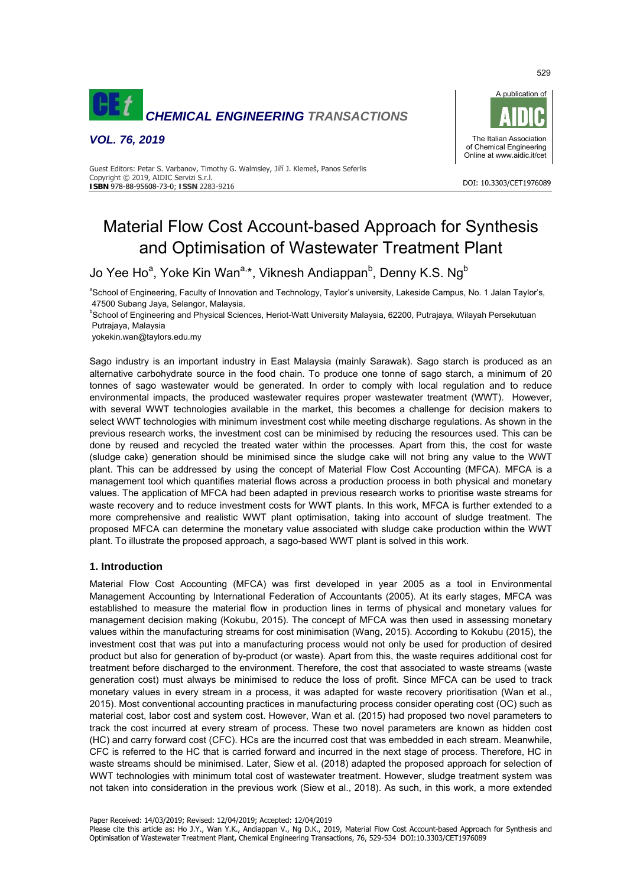# Material Flow Cost Account-based Approach for Synthesis and Optimisation of Wastewater Treatment Plant

Jo Yee Ho[a], Yoke Kin Wan[a,*], Viknesh Andiappan[b], Denny K.S. Ng[b]

[a]School of Engineering, Faculty of Innovation and Technology, Taylor's university, Lakeside Campus, No. 1 Jalan Taylor's, 47500 Subang Jaya, Selangor, Malaysia.

[b]School of Engineering and Physical Sciences, Heriot-Watt University Malaysia, 62200, Putrajaya, Wilayah Persekutuan Putrajaya, Malaysia

yokekin.wan@taylors.edu.my

Sago industry is an important industry in East Malaysia (mainly Sarawak). Sago starch is produced as an alternative carbohydrate source in the food chain. To produce one tonne of sago starch, a minimum of 20 tonnes of sago wastewater would be generated. In order to comply with local regulation and to reduce environmental impacts, the produced wastewater requires proper wastewater treatment (WWT). However, with several WWT technologies available in the market, this becomes a challenge for decision makers to select WWT technologies with minimum investment cost while meeting discharge regulations. As shown in the previous research works, the investment cost can be minimised by reducing the resources used. This can be done by reused and recycled the treated water within the processes. Apart from this, the cost for waste (sludge cake) generation should be minimised since the sludge cake will not bring any value to the WWT plant. This can be addressed by using the concept of Material Flow Cost Accounting (MFCA). MFCA is a management tool which quantifies material flows across a production process in both physical and monetary values. The application of MFCA had been adapted in previous research works to prioritise waste streams for waste recovery and to reduce investment costs for WWT plants. In this work, MFCA is further extended to a more comprehensive and realistic WWT plant optimisation, taking into account of sludge treatment. The proposed MFCA can determine the monetary value associated with sludge cake production within the WWT plant. To illustrate the proposed approach, a sago-based WWT plant is solved in this work.

## 1. Introduction

Material Flow Cost Accounting (MFCA) was first developed in year 2005 as a tool in Environmental Management Accounting by International Federation of Accountants (2005). At its early stages, MFCA was established to measure the material flow in production lines in terms of physical and monetary values for management decision making (Kokubu, 2015). The concept of MFCA was then used in assessing monetary values within the manufacturing streams for cost minimisation (Wang, 2015). According to Kokubu (2015), the investment cost that was put into a manufacturing process would not only be used for production of desired product but also for generation of by-product (or waste). Apart from this, the waste requires additional cost for treatment before discharged to the environment. Therefore, the cost that associated to waste streams (waste generation cost) must always be minimised to reduce the loss of profit. Since MFCA can be used to track monetary values in every stream in a process, it was adapted for waste recovery prioritisation (Wan et al., 2015). Most conventional accounting practices in manufacturing process consider operating cost (OC) such as material cost, labor cost and system cost. However, Wan et al. (2015) had proposed two novel parameters to track the cost incurred at every stream of process. These two novel parameters are known as hidden cost (HC) and carry forward cost (CFC). HCs are the incurred cost that was embedded in each stream. Meanwhile, CFC is referred to the HC that is carried forward and incurred in the next stage of process. Therefore, HC in waste streams should be minimised. Later, Siew et al. (2018) adapted the proposed approach for selection of WWT technologies with minimum total cost of wastewater treatment. However, sludge treatment system was not taken into consideration in the previous work (Siew et al., 2018). As such, in this work, a more extended

Paper Received: 14/03/2019; Revised: 12/04/2019; Accepted: 12/04/2019

Please cite this article as: Ho J.Y., Wan Y.K., Andiappan V., Ng D.K., 2019, Material Flow Cost Account-based Approach for Synthesis and Optimisation of Wastewater Treatment Plant, Chemical Engineering Transactions, 76, 529-534 DOI:10.3303/CET1976089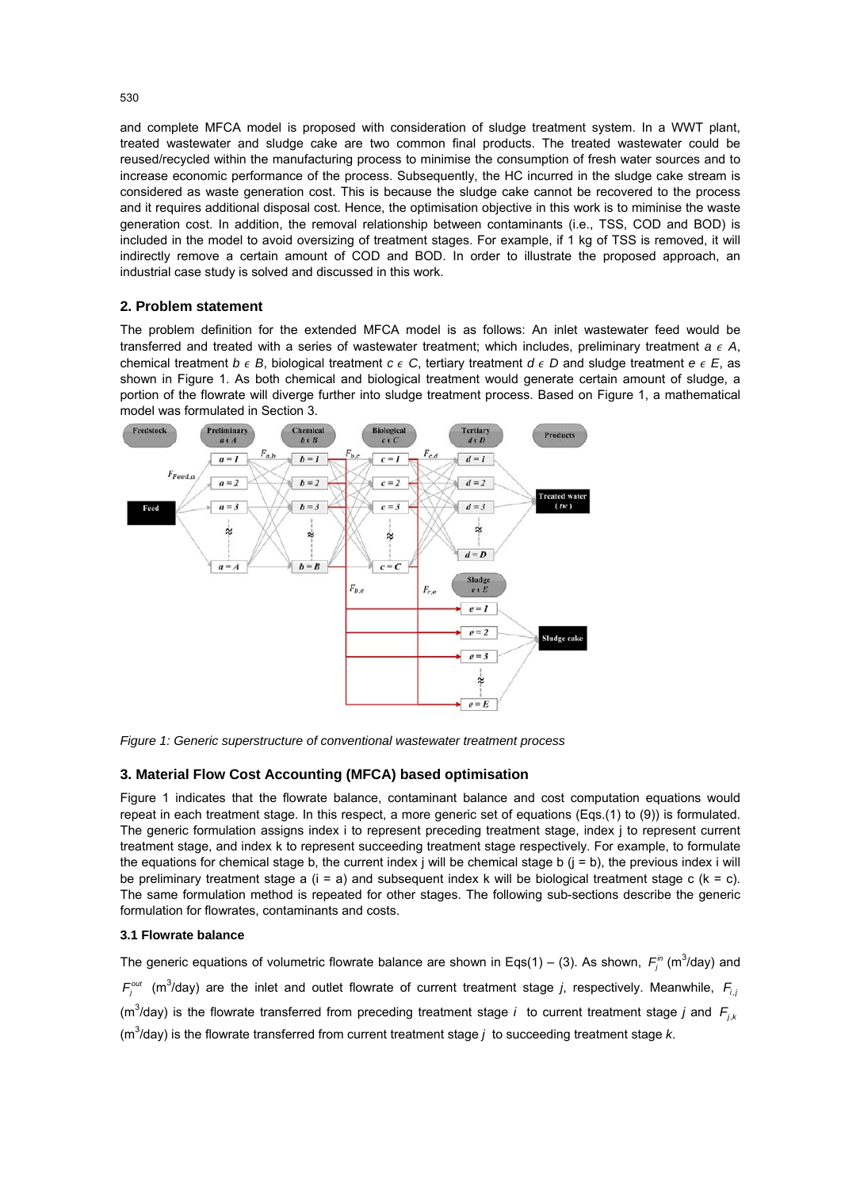and complete MFCA model is proposed with consideration of sludge treatment system. In a WWT plant, treated wastewater and sludge cake are two common final products. The treated wastewater could be reused/recycled within the manufacturing process to minimise the consumption of fresh water sources and to increase economic performance of the process. Subsequently, the HC incurred in the sludge cake stream is considered as waste generation cost. This is because the sludge cake cannot be recovered to the process and it requires additional disposal cost. Hence, the optimisation objective in this work is to miminise the waste generation cost. In addition, the removal relationship between contaminants (i.e., TSS, COD and BOD) is included in the model to avoid oversizing of treatment stages. For example, if 1 kg of TSS is removed, it will indirectly remove a certain amount of COD and BOD. In order to illustrate the proposed approach, an industrial case study is solved and discussed in this work.

## 2. Problem statement

The problem definition for the extended MFCA model is as follows: An inlet wastewater feed would be transferred and treated with a series of wastewater treatment; which includes, preliminary treatment $a \in A$, chemical treatment $b \in B$, biological treatment $c \in C$, tertiary treatment $d \in D$ and sludge treatment $e \in E$, as shown in Figure 1. As both chemical and biological treatment would generate certain amount of sludge, a portion of the flowrate will diverge further into sludge treatment process. Based on Figure 1, a mathematical model was formulated in Section 3.

*Figure 1: Generic superstructure of conventional wastewater treatment process*

## 3. Material Flow Cost Accounting (MFCA) based optimisation

Figure 1 indicates that the flowrate balance, contaminant balance and cost computation equations would repeat in each treatment stage. In this respect, a more generic set of equations (Eqs.(1) to (9)) is formulated. The generic formulation assigns index i to represent preceding treatment stage, index j to represent current treatment stage, and index k to represent succeeding treatment stage respectively. For example, to formulate the equations for chemical stage b, the current index j will be chemical stage b (j = b), the previous index i will be preliminary treatment stage a (i = a) and subsequent index k will be biological treatment stage c (k = c). The same formulation method is repeated for other stages. The following sub-sections describe the generic formulation for flowrates, contaminants and costs.

### 3.1 Flowrate balance

The generic equations of volumetric flowrate balance are shown in Eqs(1) – (3). As shown, $F_j^{in}$ ($m^3$/day) and $F_j^{out}$ ($m^3$/day) are the inlet and outlet flowrate of current treatment stage *j*, respectively. Meanwhile, $F_{i,j}$ ($m^3$/day) is the flowrate transferred from preceding treatment stage *i* to current treatment stage *j* and $F_{j,k}$ ($m^3$/day) is the flowrate transferred from current treatment stage *j* to succeeding treatment stage *k*.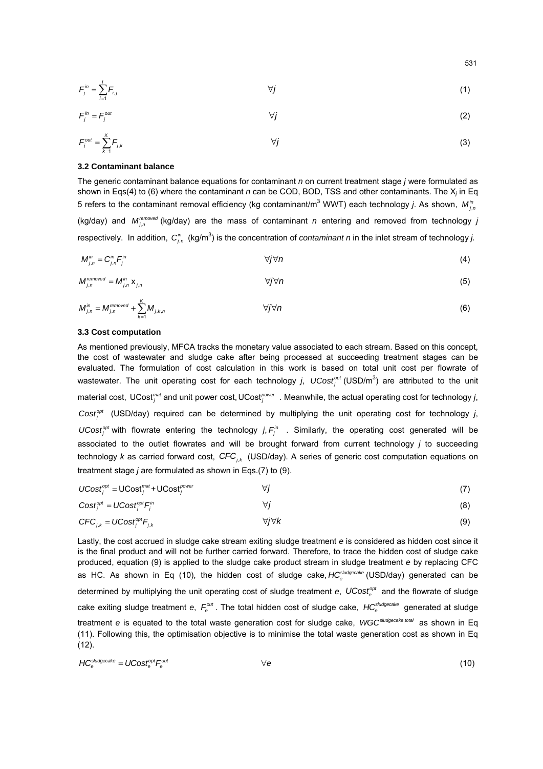$$F_j^{in} = \sum_{i=1}^{I} F_{i,j} \qquad \forall j \tag{1}$$

$$F_j^{in} = F_j^{out} \qquad \forall j \tag{2}$$

$$F_j^{out} = \sum_{k=1}^{K} F_{j,k} \qquad \forall j \tag{3}$$

### 3.2 Contaminant balance

The generic contaminant balance equations for contaminant *n* on current treatment stage *j* were formulated as shown in Eqs(4) to (6) where the contaminant *n* can be COD, BOD, TSS and other contaminants. The $X_j$ in Eq 5 refers to the contaminant removal efficiency (kg contaminant/m$^3$ WWT) each technology *j*. As shown, $M_{j,n}^{in}$ (kg/day) and $M_{j,n}^{removed}$ (kg/day) are the mass of contaminant *n* entering and removed from technology *j* respectively. In addition, $C_{j,n}^{in}$ (kg/m$^3$) is the concentration of *contaminant n* in the inlet stream of technology *j*.

$$M_{j,n}^{in} = C_{j,n}^{in} F_j^{in} \qquad \forall j \forall n \tag{4}$$

$$M_{j,n}^{removed} = M_{j,n}^{in} \, x_{j,n} \qquad \forall j \forall n \tag{5}$$

$$M_{j,n}^{in} = M_{j,n}^{removed} + \sum_{k=1}^{K} M_{j,k,n} \qquad \forall j \forall n \tag{6}$$

### 3.3 Cost computation

As mentioned previously, MFCA tracks the monetary value associated to each stream. Based on this concept, the cost of wastewater and sludge cake after being processed at succeeding treatment stages can be evaluated. The formulation of cost calculation in this work is based on total unit cost per flowrate of wastewater. The unit operating cost for each technology *j*, $UCost_j^{opt}$ (USD/m$^3$) are attributed to the unit material cost, $\text{UCost}_j^{mat}$ and unit power cost, $\text{UCost}_j^{power}$. Meanwhile, the actual operating cost for technology *j*, $Cost_j^{opt}$ (USD/day) required can be determined by multiplying the unit operating cost for technology *j*, $UCost_j^{opt}$ with flowrate entering the technology $j, F_j^{in}$. Similarly, the operating cost generated will be associated to the outlet flowrates and will be brought forward from current technology *j* to succeeding technology *k* as carried forward cost, $CFC_{j,k}$ (USD/day). A series of generic cost computation equations on treatment stage *j* are formulated as shown in Eqs.(7) to (9).

$$UCost_j^{opt} = \text{UCost}_j^{mat} + \text{UCost}_j^{power} \qquad \forall j \tag{7}$$

$$Cost_j^{opt} = UCost_j^{opt} F_j^{in} \qquad \forall j \tag{8}$$

$$CFC_{j,k} = UCost_j^{opt} F_{j,k} \qquad \forall j \forall k \tag{9}$$

Lastly, the cost accrued in sludge cake stream exiting sludge treatment *e* is considered as hidden cost since it is the final product and will not be further carried forward. Therefore, to trace the hidden cost of sludge cake produced, equation (9) is applied to the sludge cake product stream in sludge treatment *e* by replacing CFC as HC. As shown in Eq (10), the hidden cost of sludge cake, $HC_e^{sludgecake}$ (USD/day) generated can be determined by multiplying the unit operating cost of sludge treatment *e*, $UCost_e^{opt}$ and the flowrate of sludge cake exiting sludge treatment *e*, $F_e^{out}$. The total hidden cost of sludge cake, $HC_e^{sludgecake}$ generated at sludge treatment *e* is equated to the total waste generation cost for sludge cake, $WGC^{sludgecake,total}$ as shown in Eq (11). Following this, the optimisation objective is to minimise the total waste generation cost as shown in Eq (12).

$$HC_e^{sludgecake} = UCost_e^{opt} F_e^{out} \qquad \forall e \tag{10}$$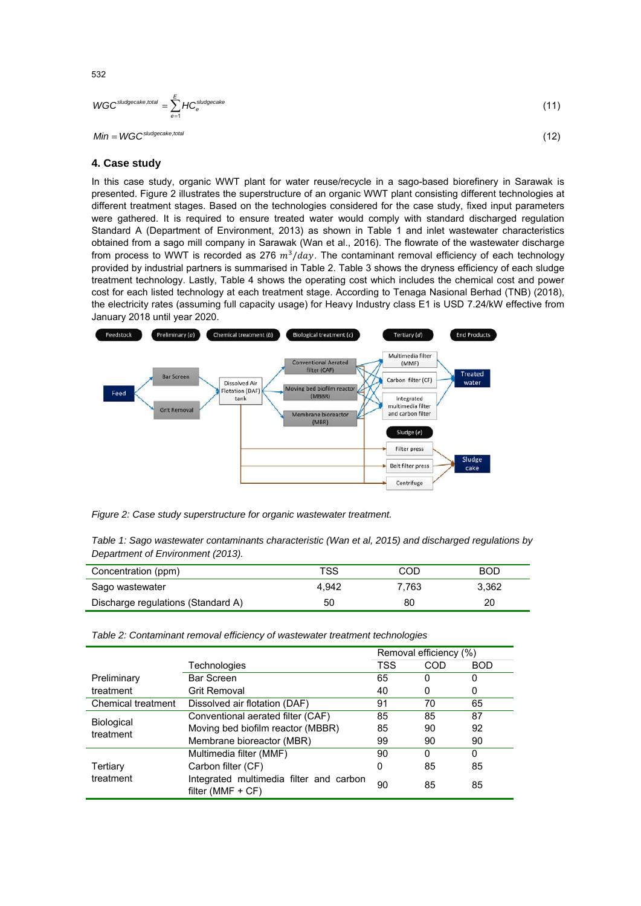$$WGC^{sludgecake,total} = \sum_{e=1}^{E} HC_e^{sludgecake} \tag{11}$$

$$Min = WGC^{sludgecake,total} \tag{12}$$

## 4. Case study

In this case study, organic WWT plant for water reuse/recycle in a sago-based biorefinery in Sarawak is presented. Figure 2 illustrates the superstructure of an organic WWT plant consisting different technologies at different treatment stages. Based on the technologies considered for the case study, fixed input parameters were gathered. It is required to ensure treated water would comply with standard discharged regulation Standard A (Department of Environment, 2013) as shown in Table 1 and inlet wastewater characteristics obtained from a sago mill company in Sarawak (Wan et al., 2016). The flowrate of the wastewater discharge from process to WWT is recorded as 276 $m^3/day$. The contaminant removal efficiency of each technology provided by industrial partners is summarised in Table 2. Table 3 shows the dryness efficiency of each sludge treatment technology. Lastly, Table 4 shows the operating cost which includes the chemical cost and power cost for each listed technology at each treatment stage. According to Tenaga Nasional Berhad (TNB) (2018), the electricity rates (assuming full capacity usage) for Heavy Industry class E1 is USD 7.24/kW effective from January 2018 until year 2020.

*Figure 2: Case study superstructure for organic wastewater treatment.*

*Table 1: Sago wastewater contaminants characteristic (Wan et al, 2015) and discharged regulations by Department of Environment (2013).*

| Concentration (ppm) | TSS | COD | BOD |
|---|---|---|---|
| Sago wastewater | 4,942 | 7,763 | 3,362 |
| Discharge regulations (Standard A) | 50 | 80 | 20 |

*Table 2: Contaminant removal efficiency of wastewater treatment technologies*

| | | Removal efficiency (%) | | |
|---|---|---|---|---|
| | Technologies | TSS | COD | BOD |
| Preliminary treatment | Bar Screen | 65 | 0 | 0 |
| | Grit Removal | 40 | 0 | 0 |
| Chemical treatment | Dissolved air flotation (DAF) | 91 | 70 | 65 |
| Biological treatment | Conventional aerated filter (CAF) | 85 | 85 | 87 |
| | Moving bed biofilm reactor (MBBR) | 85 | 90 | 92 |
| | Membrane bioreactor (MBR) | 99 | 90 | 90 |
| Tertiary treatment | Multimedia filter (MMF) | 90 | 0 | 0 |
| | Carbon filter (CF) | 0 | 85 | 85 |
| | Integrated multimedia filter and carbon filter (MMF + CF) | 90 | 85 | 85 |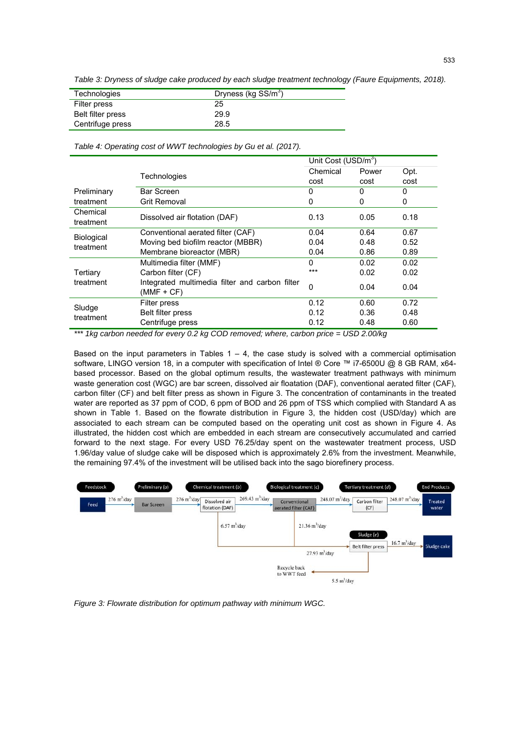*Table 3: Dryness of sludge cake produced by each sludge treatment technology (Faure Equipments, 2018).*

| Technologies | Dryness (kg SS/m$^3$) |
|---|---|
| Filter press | 25 |
| Belt filter press | 29.9 |
| Centrifuge press | 28.5 |

*Table 4: Operating cost of WWT technologies by Gu et al. (2017).*

| | Technologies | Unit Cost (USD/m$^3$) Chemical cost | Power cost | Opt. cost |
|---|---|---|---|---|
| Preliminary treatment | Bar Screen | 0 | 0 | 0 |
| | Grit Removal | 0 | 0 | 0 |
| Chemical treatment | Dissolved air flotation (DAF) | 0.13 | 0.05 | 0.18 |
| Biological treatment | Conventional aerated filter (CAF) | 0.04 | 0.64 | 0.67 |
| | Moving bed biofilm reactor (MBBR) | 0.04 | 0.48 | 0.52 |
| | Membrane bioreactor (MBR) | 0.04 | 0.86 | 0.89 |
| Tertiary treatment | Multimedia filter (MMF) | 0 | 0.02 | 0.02 |
| | Carbon filter (CF) | *** | 0.02 | 0.02 |
| | Integrated multimedia filter and carbon filter (MMF + CF) | 0 | 0.04 | 0.04 |
| Sludge treatment | Filter press | 0.12 | 0.60 | 0.72 |
| | Belt filter press | 0.12 | 0.36 | 0.48 |
| | Centrifuge press | 0.12 | 0.48 | 0.60 |

*** *1kg carbon needed for every 0.2 kg COD removed; where, carbon price = USD 2.00/kg*

Based on the input parameters in Tables 1 – 4, the case study is solved with a commercial optimisation software, LINGO version 18, in a computer with specification of Intel ® Core ™ i7-6500U @ 8 GB RAM, x64-based processor. Based on the global optimum results, the wastewater treatment pathways with minimum waste generation cost (WGC) are bar screen, dissolved air floatation (DAF), conventional aerated filter (CAF), carbon filter (CF) and belt filter press as shown in Figure 3. The concentration of contaminants in the treated water are reported as 37 ppm of COD, 6 ppm of BOD and 26 ppm of TSS which complied with Standard A as shown in Table 1. Based on the flowrate distribution in Figure 3, the hidden cost (USD/day) which are associated to each stream can be computed based on the operating unit cost as shown in Figure 4. As illustrated, the hidden cost which are embedded in each stream are consecutively accumulated and carried forward to the next stage. For every USD 76.25/day spent on the wastewater treatment process, USD 1.96/day value of sludge cake will be disposed which is approximately 2.6% from the investment. Meanwhile, the remaining 97.4% of the investment will be utilised back into the sago biorefinery process.

*Figure 3: Flowrate distribution for optimum pathway with minimum WGC.*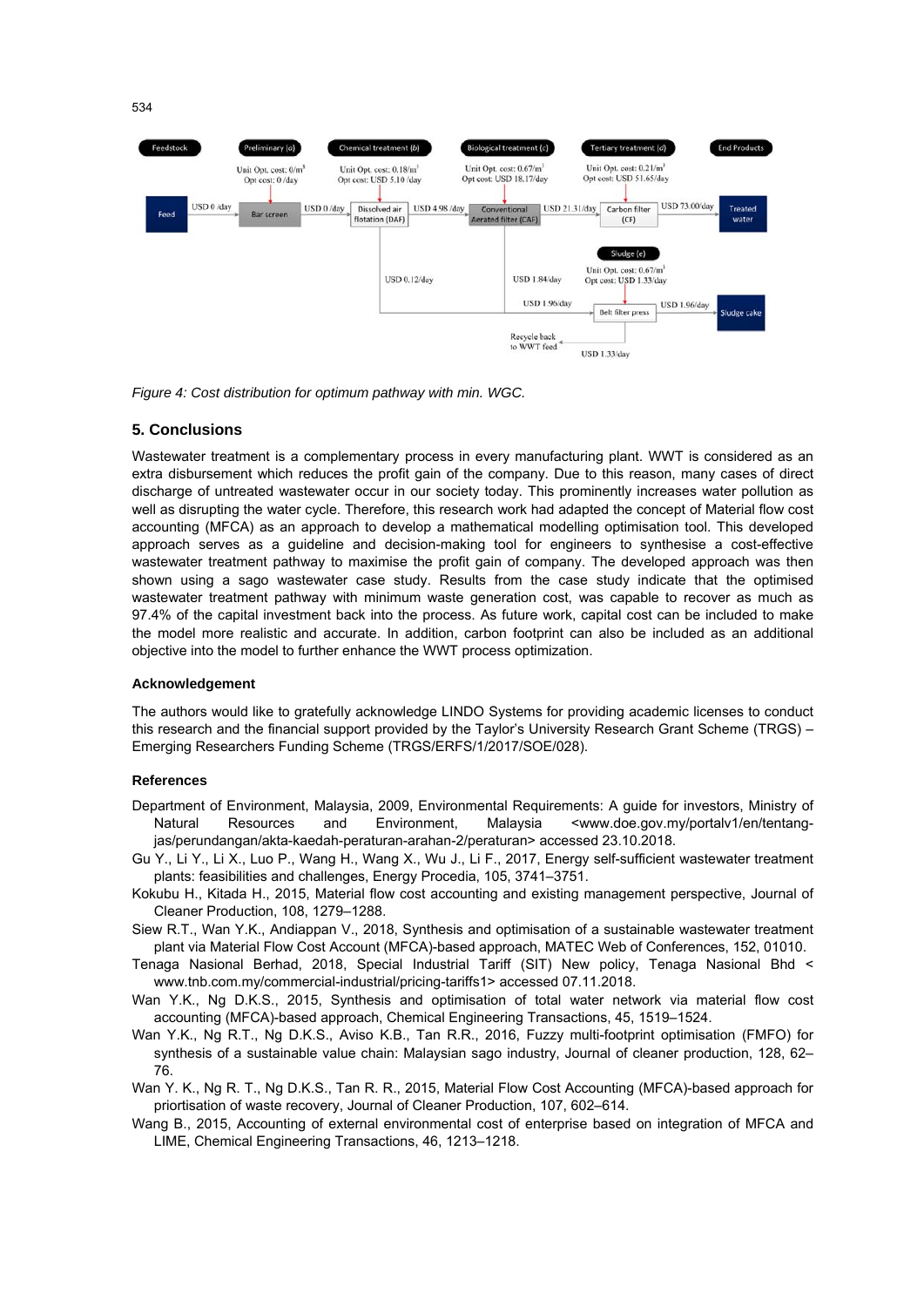Feedstock
Preliminary (a)
Chemical treatment (b)
Biological treatment (c)
Tertiary treatment (d)
End Products

Unit Opt. cost: 0/m³
Opt cost: 0 /day

Unit Opt. cost: 0.18/m³
Opt cost: USD 5.10 /day

Unit Opt. cost: 0.67/m³
Opt cost: USD 18.17/day

Unit Opt. cost: 0.21/m³
Opt cost: USD 51.65/day

Feed
USD 0 /day
Bar screen
USD 0 /day
Dissolved air flotation (DAF)
USD 4.98 /day
Conventional Aerated filter (CAF)
USD 21.31/day
Carbon filter (CF)
USD 73.00/day
Treated water

Sludge (e)
Unit Opt. cost: 0.67/m³
Opt cost: USD 1.33/day

USD 0.12/day
USD 1.84/day
USD 1.96/day
Belt filter press
USD 1.96/day
Sludge cake
Recycle back to WWT feed
USD 1.33/day

*Figure 4: Cost distribution for optimum pathway with min. WGC.*

## 5. Conclusions

Wastewater treatment is a complementary process in every manufacturing plant. WWT is considered as an extra disbursement which reduces the profit gain of the company. Due to this reason, many cases of direct discharge of untreated wastewater occur in our society today. This prominently increases water pollution as well as disrupting the water cycle. Therefore, this research work had adapted the concept of Material flow cost accounting (MFCA) as an approach to develop a mathematical modelling optimisation tool. This developed approach serves as a guideline and decision-making tool for engineers to synthesise a cost-effective wastewater treatment pathway to maximise the profit gain of company. The developed approach was then shown using a sago wastewater case study. Results from the case study indicate that the optimised wastewater treatment pathway with minimum waste generation cost, was capable to recover as much as 97.4% of the capital investment back into the process. As future work, capital cost can be included to make the model more realistic and accurate. In addition, carbon footprint can also be included as an additional objective into the model to further enhance the WWT process optimization.

### Acknowledgement

The authors would like to gratefully acknowledge LINDO Systems for providing academic licenses to conduct this research and the financial support provided by the Taylor's University Research Grant Scheme (TRGS) – Emerging Researchers Funding Scheme (TRGS/ERFS/1/2017/SOE/028).

### References

Department of Environment, Malaysia, 2009, Environmental Requirements: A guide for investors, Ministry of Natural Resources and Environment, Malaysia <www.doe.gov.my/portalv1/en/tentang-jas/perundangan/akta-kaedah-peraturan-arahan-2/peraturan> accessed 23.10.2018.

Gu Y., Li Y., Li X., Luo P., Wang H., Wang X., Wu J., Li F., 2017, Energy self-sufficient wastewater treatment plants: feasibilities and challenges, Energy Procedia, 105, 3741–3751.

Kokubu H., Kitada H., 2015, Material flow cost accounting and existing management perspective, Journal of Cleaner Production, 108, 1279–1288.

Siew R.T., Wan Y.K., Andiappan V., 2018, Synthesis and optimisation of a sustainable wastewater treatment plant via Material Flow Cost Account (MFCA)-based approach, MATEC Web of Conferences, 152, 01010.

Tenaga Nasional Berhad, 2018, Special Industrial Tariff (SIT) New policy, Tenaga Nasional Bhd < www.tnb.com.my/commercial-industrial/pricing-tariffs1> accessed 07.11.2018.

Wan Y.K., Ng D.K.S., 2015, Synthesis and optimisation of total water network via material flow cost accounting (MFCA)-based approach, Chemical Engineering Transactions, 45, 1519–1524.

Wan Y.K., Ng R.T., Ng D.K.S., Aviso K.B., Tan R.R., 2016, Fuzzy multi-footprint optimisation (FMFO) for synthesis of a sustainable value chain: Malaysian sago industry, Journal of cleaner production, 128, 62–76.

Wan Y. K., Ng R. T., Ng D.K.S., Tan R. R., 2015, Material Flow Cost Accounting (MFCA)-based approach for priortisation of waste recovery, Journal of Cleaner Production, 107, 602–614.

Wang B., 2015, Accounting of external environmental cost of enterprise based on integration of MFCA and LIME, Chemical Engineering Transactions, 46, 1213–1218.